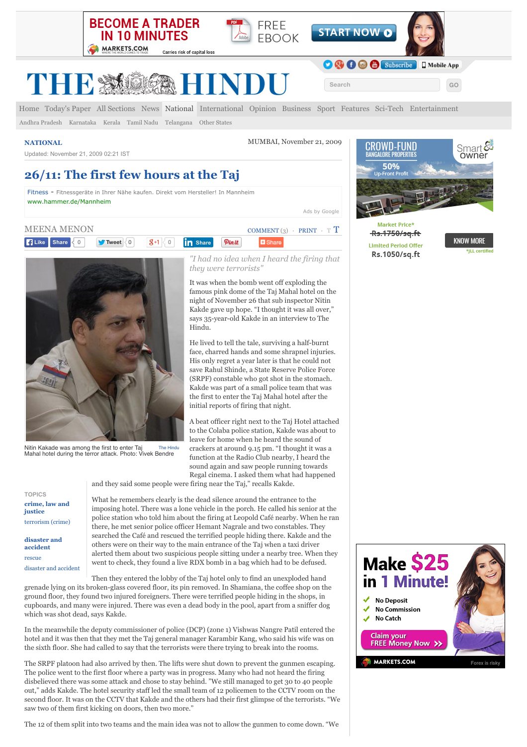NATIONAL

MUMBAI, November 21, 2009

Updated: November 21, 2009 02:21 IST

# 26/11: The first few hours at the Taj

MEENA MENON

Nitin Kakade was among the first to enter Taj Mahal hotel during the terror attack. Photo: Vivek Bendre

*"I had no idea when I heard the firing that they were terrorists"*

It was when the bomb went off exploding the famous pink dome of the Taj Mahal hotel on the night of November 26 that sub inspector Nitin Kakde gave up hope. "I thought it was all over," says 35-year-old Kakde in an interview to The Hindu.

He lived to tell the tale, surviving a half-burnt face, charred hands and some shrapnel injuries. His only regret a year later is that he could not save Rahul Shinde, a State Reserve Police Force (SRPF) constable who got shot in the stomach. Kakde was part of a small police team that was the first to enter the Taj Mahal hotel after the initial reports of firing that night.

A beat officer right next to the Taj Hotel attached to the Colaba police station, Kakde was about to leave for home when he heard the sound of crackers at around 9.15 pm. "I thought it was a function at the Radio Club nearby, I heard the sound again and saw people running towards Regal cinema. I asked them what had happened and they said some people were firing near the Taj," recalls Kakde.

What he remembers clearly is the dead silence around the entrance to the imposing hotel. There was a lone vehicle in the porch. He called his senior at the police station who told him about the firing at Leopold Café nearby. When he ran there, he met senior police officer Hemant Nagrale and two constables. They searched the Café and rescued the terrified people hiding there. Kakde and the others were on their way to the main entrance of the Taj when a taxi driver alerted them about two suspicious people sitting under a nearby tree. When they went to check, they found a live RDX bomb in a bag which had to be defused.

Then they entered the lobby of the Taj hotel only to find an unexploded hand grenade lying on its broken-glass covered floor, its pin removed. In Shamiana, the coffee shop on the ground floor, they found two injured foreigners. There were terrified people hiding in the shops, in cupboards, and many were injured. There was even a dead body in the pool, apart from a sniffer dog which was shot dead, says Kakde.

In the meanwhile the deputy commissioner of police (DCP) (zone 1) Vishwas Nangre Patil entered the hotel and it was then that they met the Taj general manager Karambir Kang, who said his wife was on the sixth floor. She had called to say that the terrorists were there trying to break into the rooms.

The SRPF platoon had also arrived by then. The lifts were shut down to prevent the gunmen escaping. The police went to the first floor where a party was in progress. Many who had not heard the firing disbelieved there was some attack and chose to stay behind. "We still managed to get 30 to 40 people out," adds Kakde. The hotel security staff led the small team of 12 policemen to the CCTV room on the second floor. It was on the CCTV that Kakde and the others had their first glimpse of the terrorists. "We saw two of them first kicking on doors, then two more."

The 12 of them split into two teams and the main idea was not to allow the gunmen to come down. "We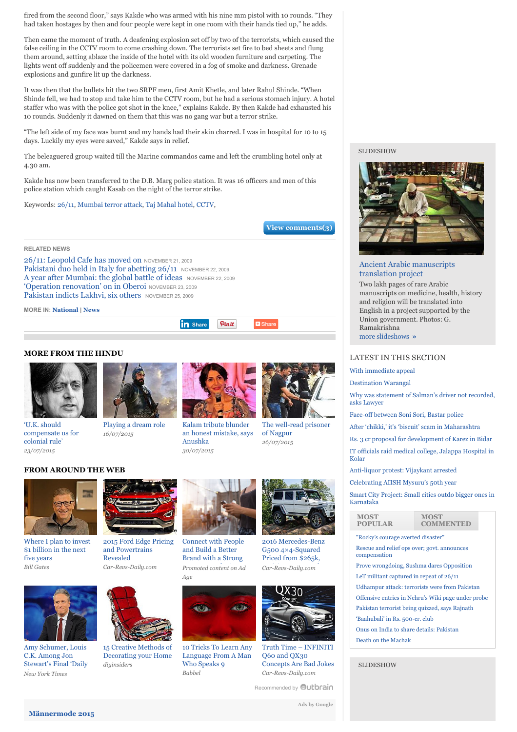fired from the second floor," says Kakde who was armed with his nine mm pistol with 10 rounds. "They had taken hostages by then and four people were kept in one room with their hands tied up," he adds.

Then came the moment of truth. A deafening explosion set off by two of the terrorists, which caused the false ceiling in the CCTV room to come crashing down. The terrorists set fire to bed sheets and flung them around, setting ablaze the inside of the hotel with its old wooden furniture and carpeting. The lights went off suddenly and the policemen were covered in a fog of smoke and darkness. Grenade explosions and gunfire lit up the darkness.

It was then that the bullets hit the two SRPF men, first Amit Khetle, and later Rahul Shinde. "When Shinde fell, we had to stop and take him to the CCTV room, but he had a serious stomach injury. A hotel staffer who was with the police got shot in the knee," explains Kakde. By then Kakde had exhausted his 10 rounds. Suddenly it dawned on them that this was no gang war but a terror strike.

"The left side of my face was burnt and my hands had their skin charred. I was in hospital for 10 to 15 days. Luckily my eyes were saved," Kakde says in relief.

The beleaguered group waited till the Marine commandos came and left the crumbling hotel only at 4.30 am.

Kakde has now been transferred to the D.B. Marg police station. It was 16 officers and men of this police station which caught Kasab on the night of the terror strike.

Keywords: 26/11, Mumbai terror attack, Taj Mahal hotel, CCTV,

View comments(3)

RELATED NEWS

- 26/11: Leopold Cafe has moved on NOVEMBER 21, 2009
- Pakistani duo held in Italy for abetting 26/11 NOVEMBER 22, 2009
- A year after Mumbai: the global battle of ideas NOVEMBER 22, 2009
- 'Operation renovation' on in Oberoi NOVEMBER 23, 2009
- Pakistan indicts Lakhvi, six others NOVEMBER 25, 2009

MORE IN: National | News

## MORE FROM THE HINDU

- 'U.K. should compensate us for colonial rule' 23/07/2015
- Playing a dream role 16/07/2015
- Kalam tribute blunder an honest mistake, says Anushka 30/07/2015
- The well-read prisoner of Nagpur 26/07/2015

## FROM AROUND THE WEB

- Where I plan to invest $1 billion in the next five years — Bill Gates
- 2015 Ford Edge Pricing and Powertrains Revealed — Car-Revs-Daily.com
- Connect with People and Build a Better Brand with a Strong — Promoted content on Ad Age
- 2016 Mercedes-Benz G500 4×4-Squared Priced from $265k, — Car-Revs-Daily.com
- Amy Schumer, Louis C.K. Among Jon Stewart's Final 'Daily — New York Times
- 15 Creative Methods of Decorating your Home — diyinsiders
- 10 Tricks To Learn Any Language From A Man Who Speaks 9 — Babbel
- Truth Time – INFINITI Q60 and QX30 Concepts Are Bad Jokes — Car-Revs-Daily.com

Recommended by Outbrain

Ads by Google

Männermode 2015

SLIDESHOW

### Ancient Arabic manuscripts translation project

Two lakh pages of rare Arabic manuscripts on medicine, health, history and religion will be translated into English in a project supported by the Union government. Photos: G. Ramakrishna

more slideshows »

## LATEST IN THIS SECTION

- With immediate appeal
- Destination Warangal
- Why was statement of Salman's driver not recorded, asks Lawyer
- Face-off between Soni Sori, Bastar police
- After 'chikki,' it's 'biscuit' scam in Maharashtra
- Rs. 3 cr proposal for development of Karez in Bidar
- IT officials raid medical college, Jalappa Hospital in Kolar
- Anti-liquor protest: Vijaykant arrested
- Celebrating AIISH Mysuru's 50th year
- Smart City Project: Small cities outdo bigger ones in Karnataka

MOST POPULAR | MOST COMMENTED

- "Rocky's courage averted disaster"
- Rescue and relief ops over; govt. announces compensation
- Prove wrongdoing, Sushma dares Opposition
- LeT militant captured in repeat of 26/11
- Udhampur attack: terrorists were from Pakistan
- Offensive entries in Nehru's Wiki page under probe
- Pakistan terrorist being quizzed, says Rajnath
- 'Baahubali' in Rs. 500-cr. club
- Onus on India to share details: Pakistan
- Death on the Machak

SLIDESHOW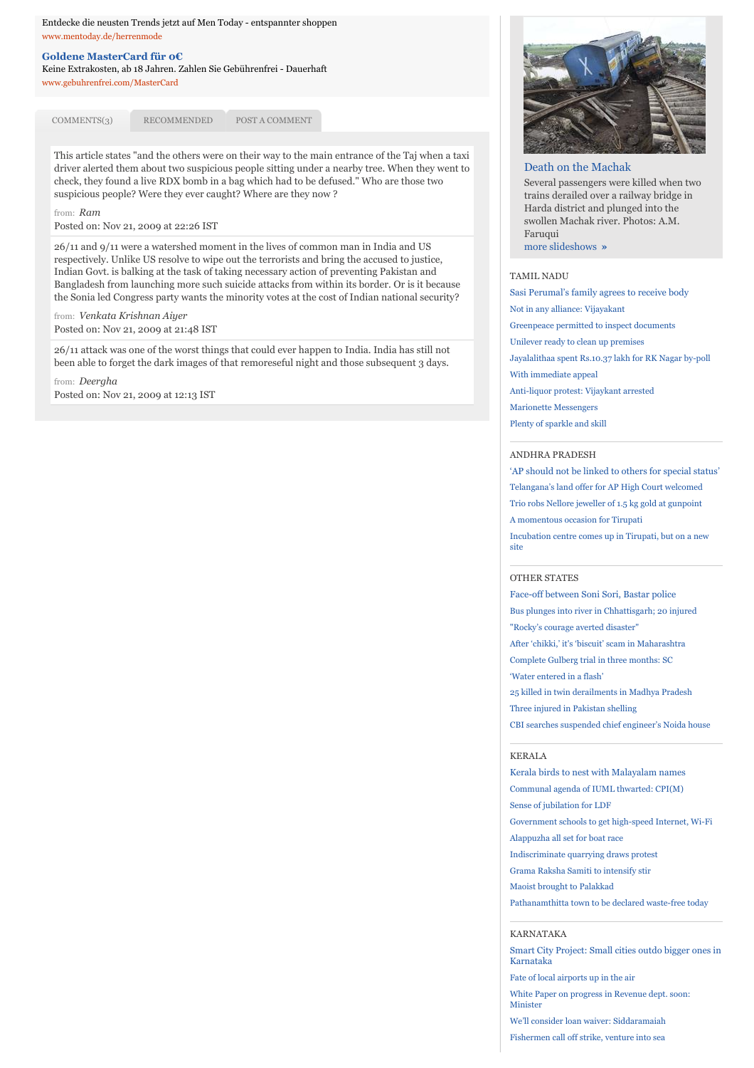Entdecke die neusten Trends jetzt auf Men Today - entspannter shoppen
www.mentoday.de/herrenmode

**Goldene MasterCard für 0€**
Keine Extrakosten, ab 18 Jahren. Zahlen Sie Gebührenfrei - Dauerhaft
www.gebuhrenfrei.com/MasterCard

COMMENTS(3) | RECOMMENDED | POST A COMMENT

This article states "and the others were on their way to the main entrance of the Taj when a taxi driver alerted them about two suspicious people sitting under a nearby tree. When they went to check, they found a live RDX bomb in a bag which had to be defused." Who are those two suspicious people? Were they ever caught? Where are they now ?

from: *Ram*
Posted on: Nov 21, 2009 at 22:26 IST

26/11 and 9/11 were a watershed moment in the lives of common man in India and US respectively. Unlike US resolve to wipe out the terrorists and bring the accused to justice, Indian Govt. is balking at the task of taking necessary action of preventing Pakistan and Bangladesh from launching more such suicide attacks from within its border. Or is it because the Sonia led Congress party wants the minority votes at the cost of Indian national security?

from: *Venkata Krishnan Aiyer*
Posted on: Nov 21, 2009 at 21:48 IST

26/11 attack was one of the worst things that could ever happen to India. India has still not been able to forget the dark images of that remoreseful night and those subsequent 3 days.

from: *Deergha*
Posted on: Nov 21, 2009 at 12:13 IST

**Death on the Machak**

Several passengers were killed when two trains derailed over a railway bridge in Harda district and plunged into the swollen Machak river. Photos: A.M. Faruqui
more slideshows »

### TAMIL NADU

- Sasi Perumal's family agrees to receive body
- Not in any alliance: Vijayakant
- Greenpeace permitted to inspect documents
- Unilever ready to clean up premises
- Jayalalithaa spent Rs.10.37 lakh for RK Nagar by-poll
- With immediate appeal
- Anti-liquor protest: Vijayakant arrested
- Marionette Messengers
- Plenty of sparkle and skill

### ANDHRA PRADESH

- 'AP should not be linked to others for special status'
- Telangana's land offer for AP High Court welcomed
- Trio robs Nellore jeweller of 1.5 kg gold at gunpoint
- A momentous occasion for Tirupati
- Incubation centre comes up in Tirupati, but on a new site

### OTHER STATES

- Face-off between Soni Sori, Bastar police
- Bus plunges into river in Chhattisgarh; 20 injured
- "Rocky's courage averted disaster"
- After 'chikki,' it's 'biscuit' scam in Maharashtra
- Complete Gulberg trial in three months: SC
- 'Water entered in a flash'
- 25 killed in twin derailments in Madhya Pradesh
- Three injured in Pakistan shelling
- CBI searches suspended chief engineer's Noida house

### KERALA

- Kerala birds to nest with Malayalam names
- Communal agenda of IUML thwarted: CPI(M)
- Sense of jubilation for LDF
- Government schools to get high-speed Internet, Wi-Fi
- Alappuzha all set for boat race
- Indiscriminate quarrying draws protest
- Grama Raksha Samiti to intensify stir
- Maoist brought to Palakkad
- Pathanamthitta town to be declared waste-free today

### KARNATAKA

- Smart City Project: Small cities outdo bigger ones in Karnataka
- Fate of local airports up in the air
- White Paper on progress in Revenue dept. soon: Minister
- We'll consider loan waiver: Siddaramaiah
- Fishermen call off strike, venture into sea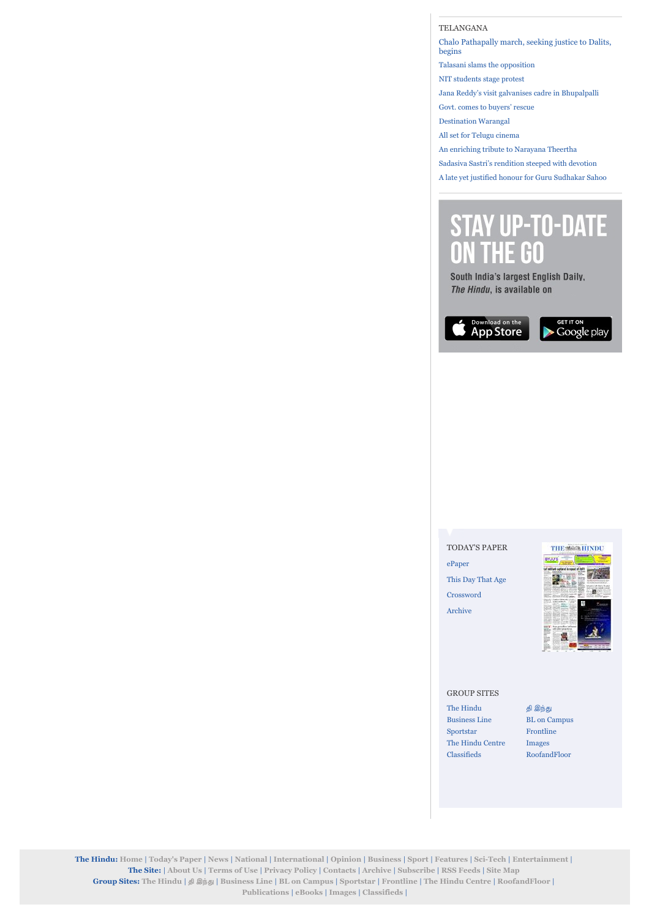TELANGANA

- Chalo Pathapally march, seeking justice to Dalits, begins
- Talasani slams the opposition
- NIT students stage protest
- Jana Reddy's visit galvanises cadre in Bhupalpalli
- Govt. comes to buyers' rescue
- Destination Warangal
- All set for Telugu cinema
- An enriching tribute to Narayana Theertha
- Sadasiva Sastri's rendition steeped with devotion
- A late yet justified honour for Guru Sudhakar Sahoo

STAY UP-TO-DATE ON THE GO

South India's largest English Daily, *The Hindu*, is available on

Download on the App Store

GET IT ON Google play

TODAY'S PAPER

- ePaper
- This Day That Age
- Crossword
- Archive

GROUP SITES

- The Hindu
- தி இந்து
- Business Line
- BL on Campus
- Sportstar
- Frontline
- The Hindu Centre
- Images
- Classifieds
- RoofandFloor

**The Hindu:** Home | Today's Paper | News | National | International | Opinion | Business | Sport | Features | Sci-Tech | Entertainment |
**The Site:** | About Us | Terms of Use | Privacy Policy | Contacts | Archive | Subscribe | RSS Feeds | Site Map
**Group Sites:** The Hindu | தி இந்து | Business Line | BL on Campus | Sportstar | Frontline | The Hindu Centre | RoofandFloor |
Publications | eBooks | Images | Classifieds |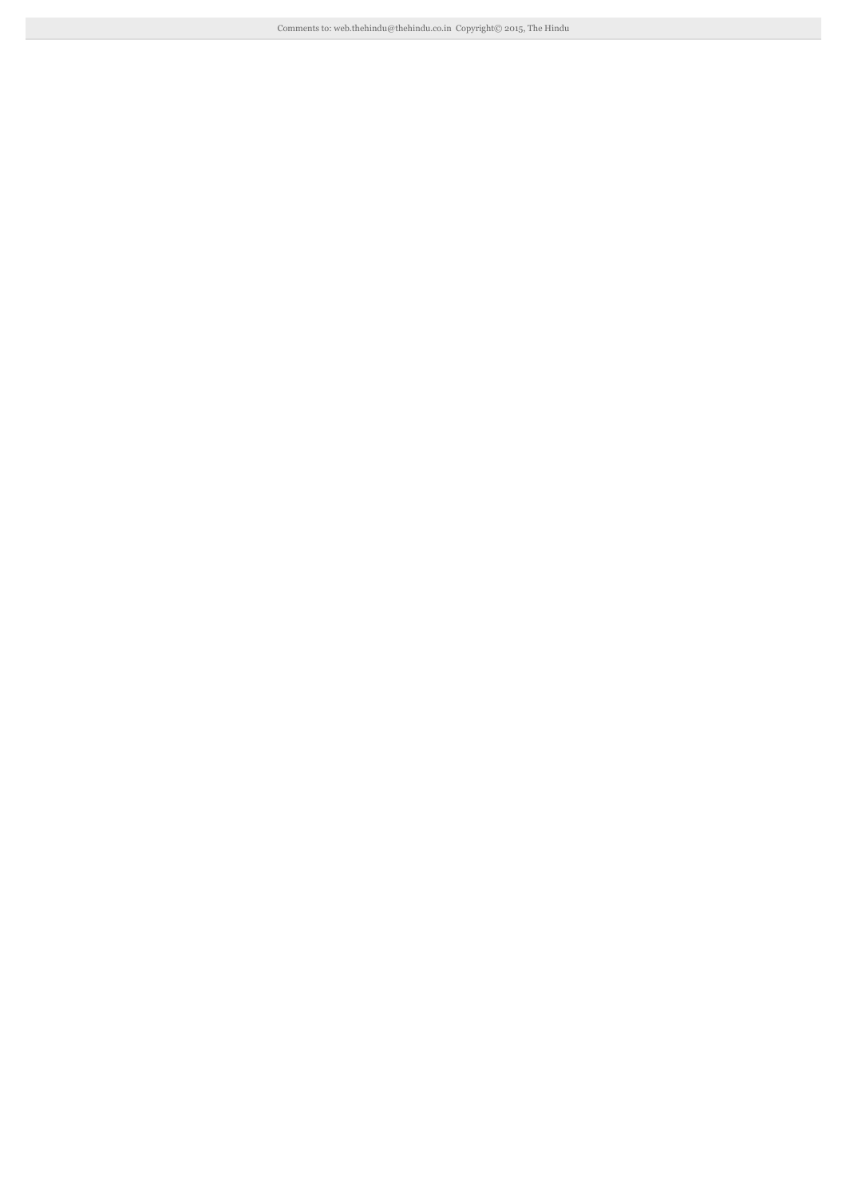Comments to: web.thehindu@thehindu.co.in Copyright© 2015, The Hindu